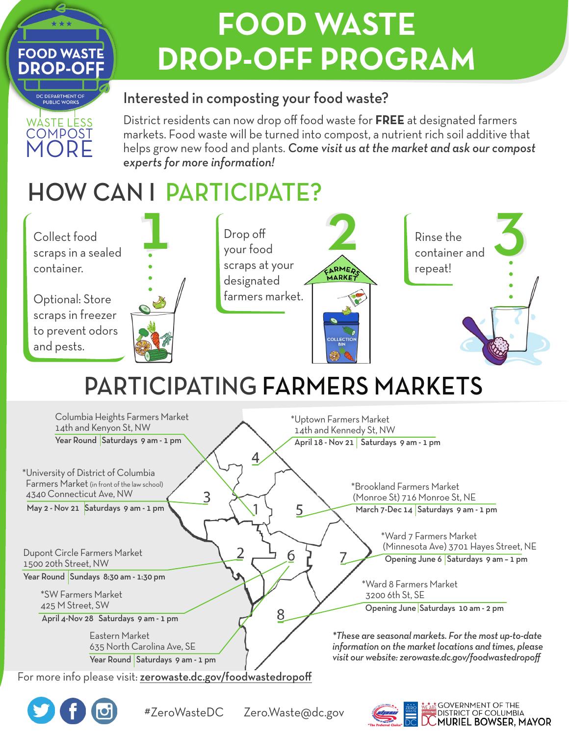# FOOD WASTE DROP-OFF PROGRAM

FOOD WASTE DROP-OFF

DC DEPARTMENT OF PUBLIC WORKS

WASTE LESS COMPOST MORE

## Interested in composting your food waste?

District residents can now drop off food waste for **FREE** at designated farmers markets. Food waste will be turned into compost, a nutrient rich soil additive that helps grow new food and plants. ***Come visit us at the market and ask our compost experts for more information!***

## HOW CAN I PARTICIPATE?

**1** Collect food scraps in a sealed container.

Optional: Store scraps in freezer to prevent odors and pests.

**2** Drop off your food scraps at your designated farmers market.

FARMERS MARKET

COLLECTION BIN

**3** Rinse the container and repeat!

## PARTICIPATING FARMERS MARKETS

**1** Columbia Heights Farmers Market
14th and Kenyon St, NW
Year Round | Saturdays 9 am - 1 pm

**2** Dupont Circle Farmers Market
1500 20th Street, NW
Year Round | Sundays 8:30 am - 1:30 pm

**3** *University of District of Columbia Farmers Market (in front of the law school)
4340 Connecticut Ave, NW
May 2 - Nov 21 | Saturdays 9 am - 1 pm

**4** *Uptown Farmers Market
14th and Kennedy St, NW
April 18 - Nov 21 | Saturdays 9 am - 1 pm

**5** *Brookland Farmers Market
(Monroe St) 716 Monroe St, NE
March 7-Dec 14 | Saturdays 9 am - 1 pm

**6** *SW Farmers Market
425 M Street, SW
April 4-Nov 28 Saturdays 9 am - 1 pm

**6** Eastern Market
635 North Carolina Ave, SE
Year Round | Saturdays 9 am - 1 pm

**7** *Ward 7 Farmers Market
(Minnesota Ave) 3701 Hayes Street, NE
Opening June 6 | Saturdays 9 am – 1 pm

**8** *Ward 8 Farmers Market
3200 6th St, SE
Opening June | Saturdays 10 am - 2 pm

**These are seasonal markets. For the most up-to-date information on the market locations and times, please visit our website: zerowaste.dc.gov/foodwastedropoff*

For more info please visit: **zerowaste.dc.gov/foodwastedropoff**

#ZeroWasteDC Zero.Waste@dc.gov

GOVERNMENT OF THE DISTRICT OF COLUMBIA
MURIEL BOWSER, MAYOR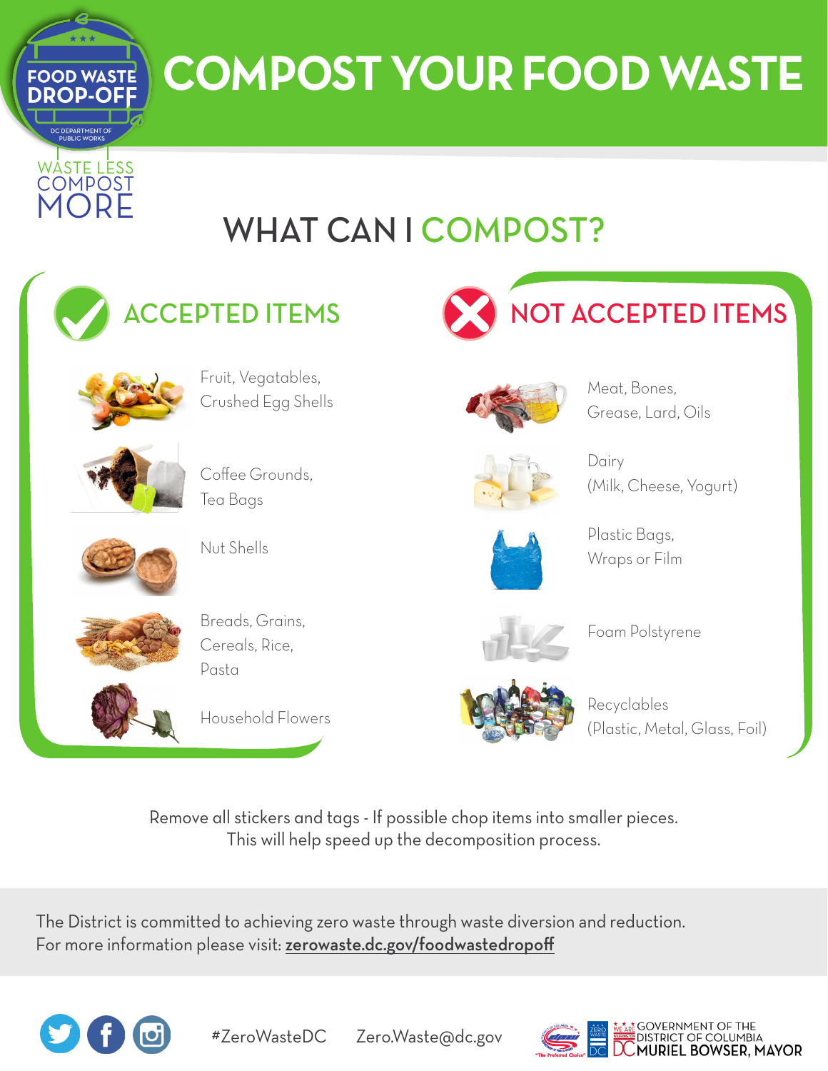FOOD WASTE DROP-OFF

DC DEPARTMENT OF PUBLIC WORKS

WASTE LESS COMPOST MORE

# COMPOST YOUR FOOD WASTE

## WHAT CAN I COMPOST?

### ACCEPTED ITEMS

- Fruit, Vegatables, Crushed Egg Shells
- Coffee Grounds, Tea Bags
- Nut Shells
- Breads, Grains, Cereals, Rice, Pasta
- Household Flowers

### NOT ACCEPTED ITEMS

- Meat, Bones, Grease, Lard, Oils
- Dairy (Milk, Cheese, Yogurt)
- Plastic Bags, Wraps or Film
- Foam Polstyrene
- Recyclables (Plastic, Metal, Glass, Foil)

Remove all stickers and tags - If possible chop items into smaller pieces. This will help speed up the decomposition process.

The District is committed to achieving zero waste through waste diversion and reduction. For more information please visit: **zerowaste.dc.gov/foodwastedropoff**

#ZeroWasteDC Zero.Waste@dc.gov

GOVERNMENT OF THE DISTRICT OF COLUMBIA MURIEL BOWSER, MAYOR